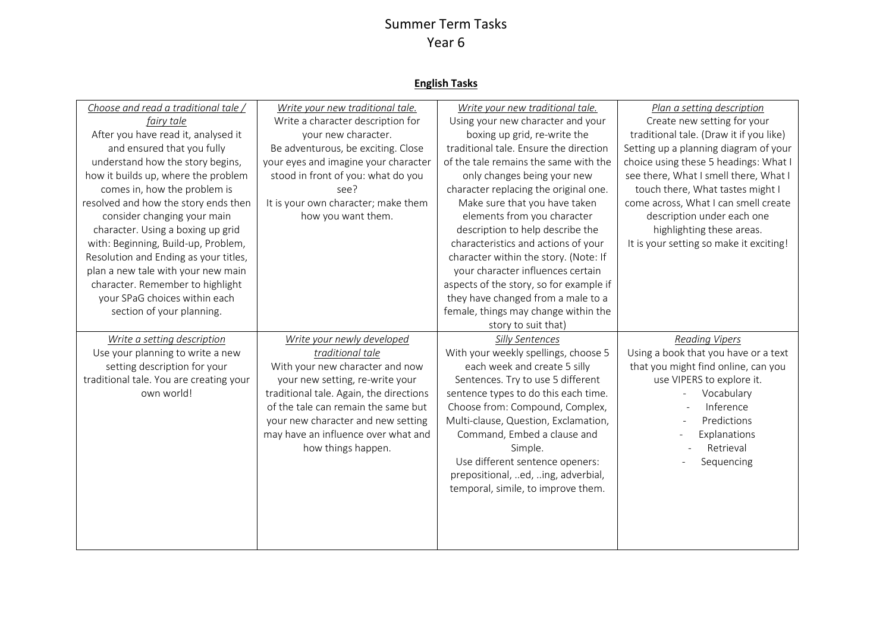# Summer Term Tasks

# Year 6

## **English Tasks**

| *Choose and read a traditional tale / fairy tale*<br>After you have read it, analysed it and ensured that you fully understand how the story begins, how it builds up, where the problem comes in, how the problem is resolved and how the story ends then consider changing your main character. Using a boxing up grid with: Beginning, Build-up, Problem, Resolution and Ending as your titles, plan a new tale with your new main character. Remember to highlight your SPaG choices within each section of your planning. | *Write your new traditional tale.*<br>Write a character description for your new character.<br>Be adventurous, be exciting. Close your eyes and imagine your character stood in front of you: what do you see?<br>It is your own character; make them how you want them. | *Write your new traditional tale.*<br>Using your new character and your boxing up grid, re-write the traditional tale. Ensure the direction of the tale remains the same with the only changes being your new character replacing the original one. Make sure that you have taken elements from you character description to help describe the characteristics and actions of your character within the story. (Note: If your character influences certain aspects of the story, for example if they have changed from a male to a female, things may change within the story to suit that) | *Plan a setting description*<br>Create new setting for your traditional tale. (Draw it if you like)<br>Setting up a planning diagram of your choice using these 5 headings: What I see there, What I smell there, What I touch there, What tastes might I come across, What I can smell create description under each one highlighting these areas.<br>It is your setting so make it exciting! |
|---|---|---|---|
| *Write a setting description*<br>Use your planning to write a new setting description for your traditional tale. You are creating your own world! | *Write your newly developed traditional tale*<br>With your new character and now your new setting, re-write your traditional tale. Again, the directions of the tale can remain the same but your new character and new setting may have an influence over what and how things happen. | *Silly Sentences*<br>With your weekly spellings, choose 5 each week and create 5 silly Sentences. Try to use 5 different sentence types to do this each time. Choose from: Compound, Complex, Multi-clause, Question, Exclamation, Command, Embed a clause and Simple.<br>Use different sentence openers: prepositional, ..ed, ..ing, adverbial, temporal, simile, to improve them. | *Reading Vipers*<br>Using a book that you have or a text that you might find online, can you use VIPERS to explore it.<br>- Vocabulary<br>- Inference<br>- Predictions<br>- Explanations<br>- Retrieval<br>- Sequencing |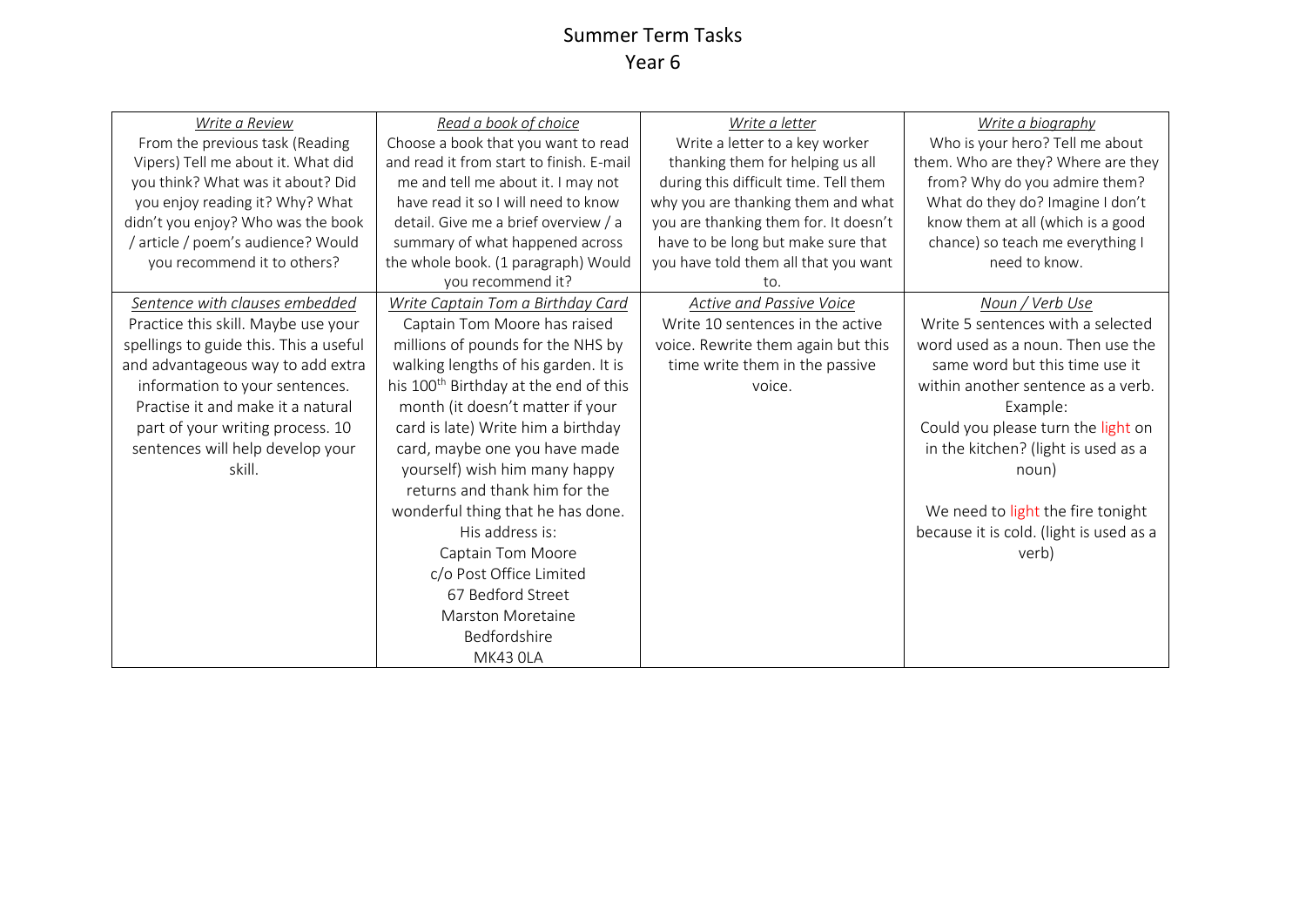# Summary Term Tasks

## Year 6

| *Write a Review* | *Read a book of choice* | *Write a letter* | *Write a biography* |
|---|---|---|---|
| From the previous task (Reading Vipers) Tell me about it. What did you think? What was it about? Did you enjoy reading it? Why? What didn't you enjoy? Who was the book / article / poem's audience? Would you recommend it to others? | Choose a book that you want to read and read it from start to finish. E-mail me and tell me about it. I may not have read it so I will need to know detail. Give me a brief overview / a summary of what happened across the whole book. (1 paragraph) Would you recommend it? | Write a letter to a key worker thanking them for helping us all during this difficult time. Tell them why you are thanking them and what you are thanking them for. It doesn't have to be long but make sure that you have told them all that you want to. | Who is your hero? Tell me about them. Who are they? Where are they from? Why do you admire them? What do they do? Imagine I don't know them at all (which is a good chance) so teach me everything I need to know. |
| *Sentence with clauses embedded* | *Write Captain Tom a Birthday Card* | *Active and Passive Voice* | *Noun / Verb Use* |
| Practice this skill. Maybe use your spellings to guide this. This a useful and advantageous way to add extra information to your sentences. Practise it and make it a natural part of your writing process. 10 sentences will help develop your skill. | Captain Tom Moore has raised millions of pounds for the NHS by walking lengths of his garden. It is his 100th Birthday at the end of this month (it doesn't matter if your card is late) Write him a birthday card, maybe one you have made yourself) wish him many happy returns and thank him for the wonderful thing that he has done.<br>His address is:<br>Captain Tom Moore<br>c/o Post Office Limited<br>67 Bedford Street<br>Marston Moretaine<br>Bedfordshire<br>MK43 0LA | Write 10 sentences in the active voice. Rewrite them again but this time write them in the passive voice. | Write 5 sentences with a selected word used as a noun. Then use the same word but this time use it within another sentence as a verb.<br>Example:<br>Could you please turn the light on in the kitchen? (light is used as a noun)<br><br>We need to light the fire tonight because it is cold. (light is used as a verb) |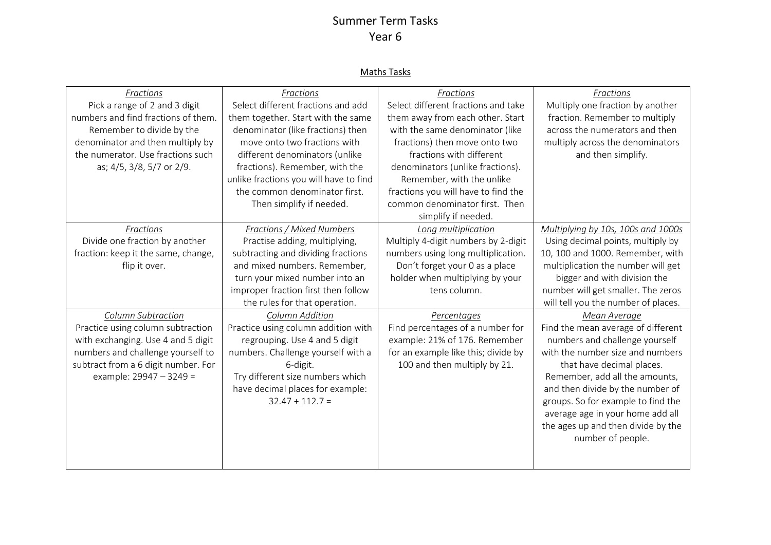# Summer Term Tasks
## Year 6

### Maths Tasks

| *Fractions* Pick a range of 2 and 3 digit numbers and find fractions of them. Remember to divide by the denominator and then multiply by the numerator. Use fractions such as; 4/5, 3/8, 5/7 or 2/9. | *Fractions* Select different fractions and add them together. Start with the same denominator (like fractions) then move onto two fractions with different denominators (unlike fractions). Remember, with the unlike fractions you will have to find the common denominator first. Then simplify if needed. | *Fractions* Select different fractions and take them away from each other. Start with the same denominator (like fractions) then move onto two fractions with different denominators (unlike fractions). Remember, with the unlike fractions you will have to find the common denominator first. Then simplify if needed. | *Fractions* Multiply one fraction by another fraction. Remember to multiply across the numerators and then multiply across the denominators and then simplify. |
|---|---|---|---|
| *Fractions* Divide one fraction by another fraction: keep it the same, change, flip it over. | *Fractions / Mixed Numbers* Practise adding, multiplying, subtracting and dividing fractions and mixed numbers. Remember, turn your mixed number into an improper fraction first then follow the rules for that operation. | *Long multiplication* Multiply 4-digit numbers by 2-digit numbers using long multiplication. Don't forget your 0 as a place holder when multiplying by your tens column. | *Multiplying by 10s, 100s and 1000s* Using decimal points, multiply by 10, 100 and 1000. Remember, with multiplication the number will get bigger and with division the number will get smaller. The zeros will tell you the number of places. |
| *Column Subtraction* Practice using column subtraction with exchanging. Use 4 and 5 digit numbers and challenge yourself to subtract from a 6 digit number. For example: 29947 – 3249 = | *Column Addition* Practice using column addition with regrouping. Use 4 and 5 digit numbers. Challenge yourself with a 6-digit. Try different size numbers which have decimal places for example: 32.47 + 112.7 = | *Percentages* Find percentages of a number for example: 21% of 176. Remember for an example like this; divide by 100 and then multiply by 21. | *Mean Average* Find the mean average of different numbers and challenge yourself with the number size and numbers that have decimal places. Remember, add all the amounts, and then divide by the number of groups. So for example to find the average age in your home add all the ages up and then divide by the number of people. |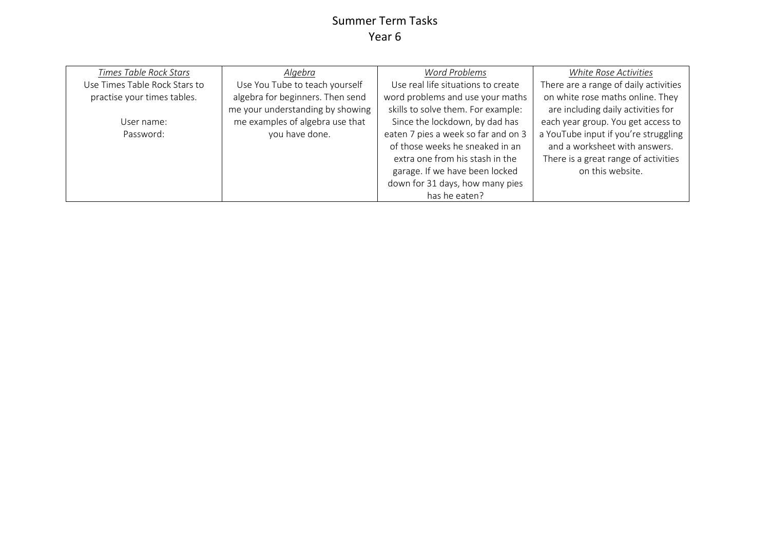# Summer Term Tasks

## Year 6

| *Times Table Rock Stars* | *Algebra* | *Word Problems* | *White Rose Activities* |
|---|---|---|---|
| Use Times Table Rock Stars to practise your times tables.<br><br>User name:<br>Password: | Use You Tube to teach yourself algebra for beginners. Then send me your understanding by showing me examples of algebra use that you have done. | Use real life situations to create word problems and use your maths skills to solve them. For example: Since the lockdown, by dad has eaten 7 pies a week so far and on 3 of those weeks he sneaked in an extra one from his stash in the garage. If we have been locked down for 31 days, how many pies has he eaten? | There are a range of daily activities on white rose maths online. They are including daily activities for each year group. You get access to a YouTube input if you're struggling and a worksheet with answers. There is a great range of activities on this website. |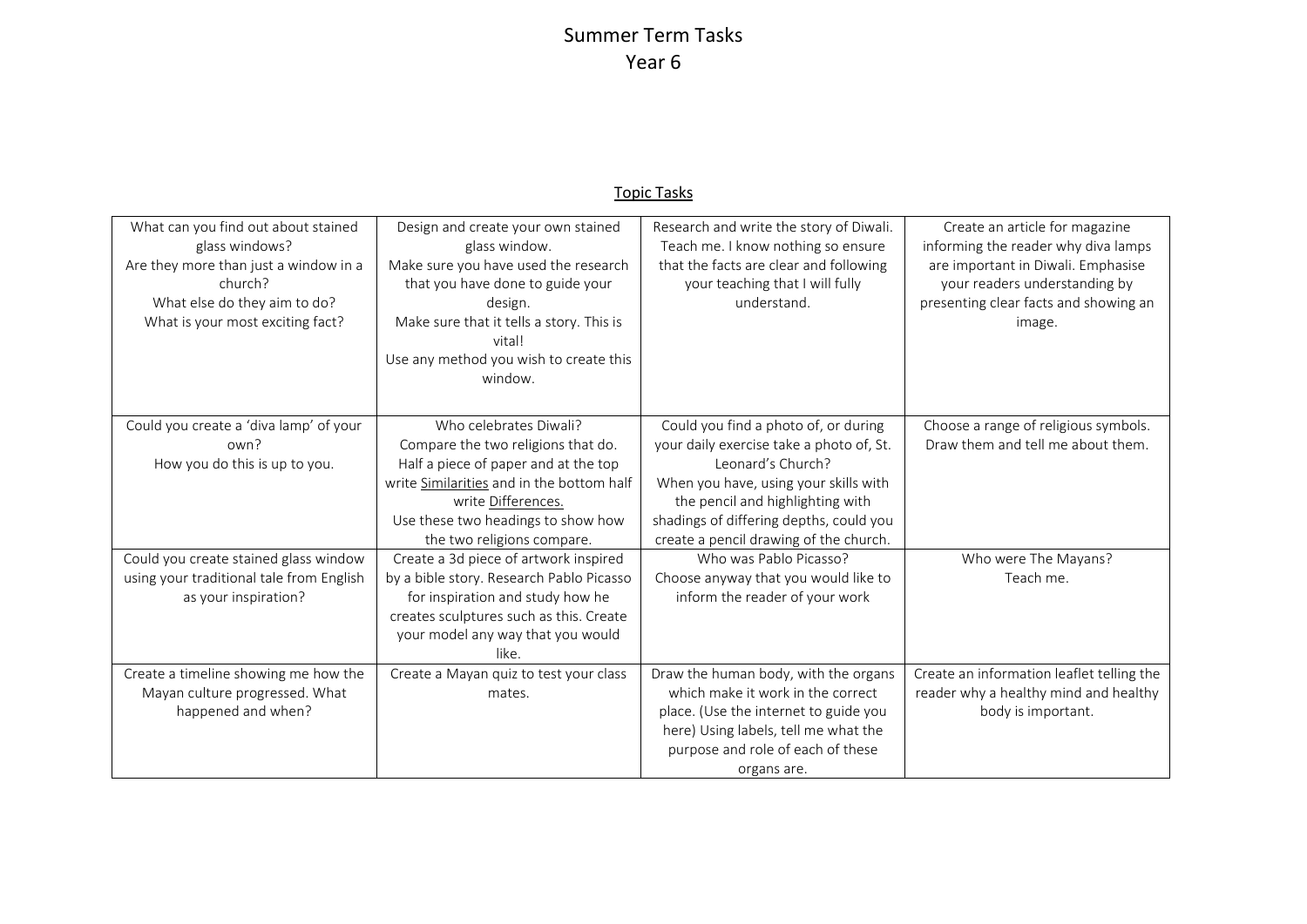# Summer Term Tasks
# Year 6

## Topic Tasks

| | | | |
|---|---|---|---|
| What can you find out about stained glass windows?<br>Are they more than just a window in a church?<br>What else do they aim to do?<br>What is your most exciting fact? | Design and create your own stained glass window.<br>Make sure you have used the research that you have done to guide your design.<br>Make sure that it tells a story. This is vital!<br>Use any method you wish to create this window. | Research and write the story of Diwali. Teach me. I know nothing so ensure that the facts are clear and following your teaching that I will fully understand. | Create an article for magazine informing the reader why diva lamps are important in Diwali. Emphasise your readers understanding by presenting clear facts and showing an image. |
| Could you create a 'diva lamp' of your own?<br>How you do this is up to you. | Who celebrates Diwali?<br>Compare the two religions that do.<br>Half a piece of paper and at the top write <u>Similarities</u> and in the bottom half write <u>Differences.</u><br>Use these two headings to show how the two religions compare. | Could you find a photo of, or during your daily exercise take a photo of, St. Leonard's Church?<br>When you have, using your skills with the pencil and highlighting with shadings of differing depths, could you create a pencil drawing of the church. | Choose a range of religious symbols. Draw them and tell me about them. |
| Could you create stained glass window using your traditional tale from English as your inspiration? | Create a 3d piece of artwork inspired by a bible story. Research Pablo Picasso for inspiration and study how he creates sculptures such as this. Create your model any way that you would like. | Who was Pablo Picasso?<br>Choose anyway that you would like to inform the reader of your work | Who were The Mayans?<br>Teach me. |
| Create a timeline showing me how the Mayan culture progressed. What happened and when? | Create a Mayan quiz to test your class mates. | Draw the human body, with the organs which make it work in the correct place. (Use the internet to guide you here) Using labels, tell me what the purpose and role of each of these organs are. | Create an information leaflet telling the reader why a healthy mind and healthy body is important. |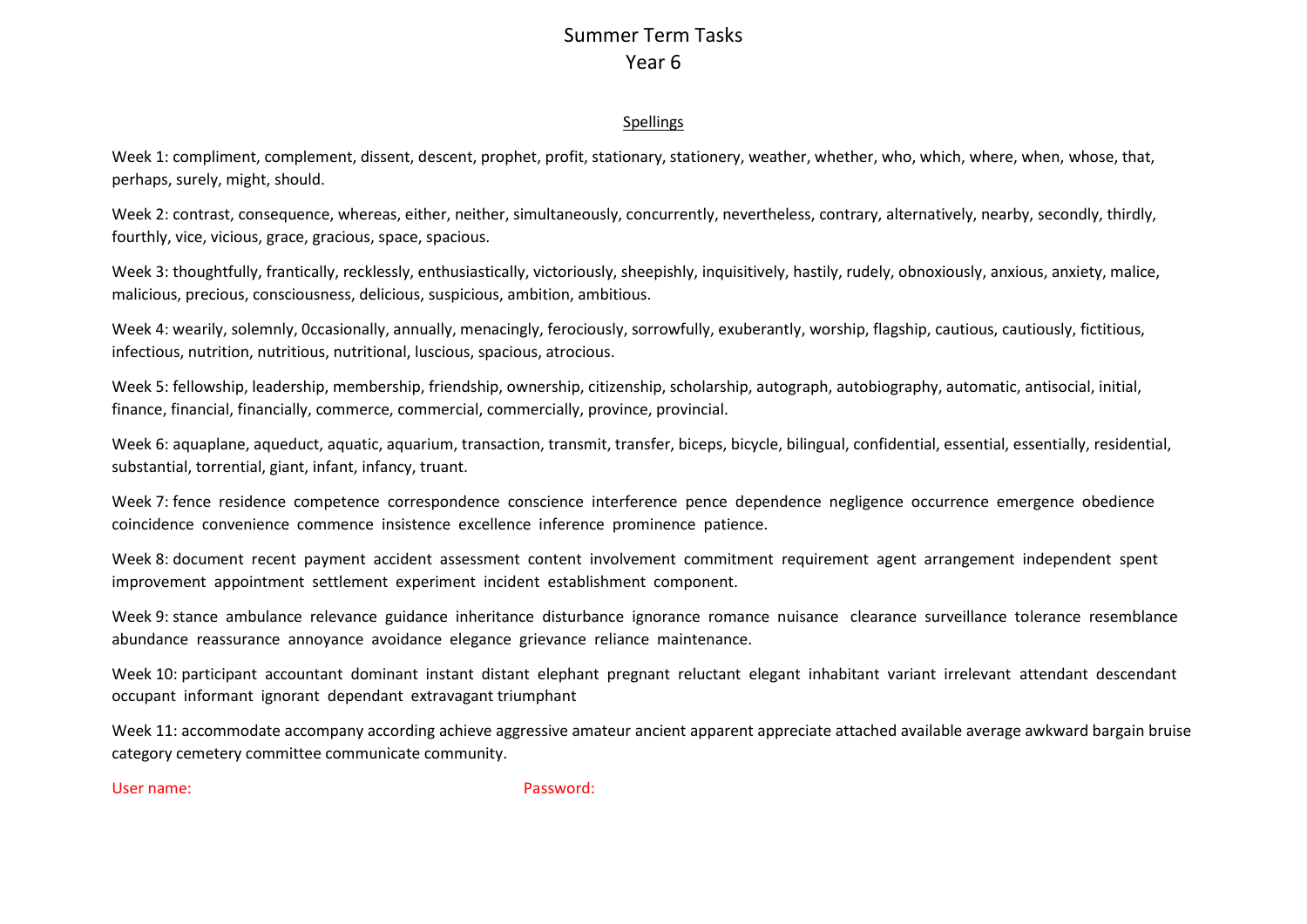# Summer Term Tasks
# Year 6

## Spellings

Week 1: compliment, complement, dissent, descent, prophet, profit, stationary, stationery, weather, whether, who, which, where, when, whose, that, perhaps, surely, might, should.

Week 2: contrast, consequence, whereas, either, neither, simultaneously, concurrently, nevertheless, contrary, alternatively, nearby, secondly, thirdly, fourthly, vice, vicious, grace, gracious, space, spacious.

Week 3: thoughtfully, frantically, recklessly, enthusiastically, victoriously, sheepishly, inquisitively, hastily, rudely, obnoxiously, anxious, anxiety, malice, malicious, precious, consciousness, delicious, suspicious, ambition, ambitious.

Week 4: wearily, solemnly, 0ccasionally, annually, menacingly, ferociously, sorrowfully, exuberantly, worship, flagship, cautious, cautiously, fictitious, infectious, nutrition, nutritious, nutritional, luscious, spacious, atrocious.

Week 5: fellowship, leadership, membership, friendship, ownership, citizenship, scholarship, autograph, autobiography, automatic, antisocial, initial, finance, financial, financially, commerce, commercial, commercially, province, provincial.

Week 6: aquaplane, aqueduct, aquatic, aquarium, transaction, transmit, transfer, biceps, bicycle, bilingual, confidential, essential, essentially, residential, substantial, torrential, giant, infant, infancy, truant.

Week 7: fence residence competence correspondence conscience interference pence dependence negligence occurrence emergence obedience coincidence convenience commence insistence excellence inference prominence patience.

Week 8: document recent payment accident assessment content involvement commitment requirement agent arrangement independent spent improvement appointment settlement experiment incident establishment component.

Week 9: stance ambulance relevance guidance inheritance disturbance ignorance romance nuisance clearance surveillance tolerance resemblance abundance reassurance annoyance avoidance elegance grievance reliance maintenance.

Week 10: participant accountant dominant instant distant elephant pregnant reluctant elegant inhabitant variant irrelevant attendant descendant occupant informant ignorant dependant extravagant triumphant

Week 11: accommodate accompany according achieve aggressive amateur ancient apparent appreciate attached available average awkward bargain bruise category cemetery committee communicate community.

User name: Password: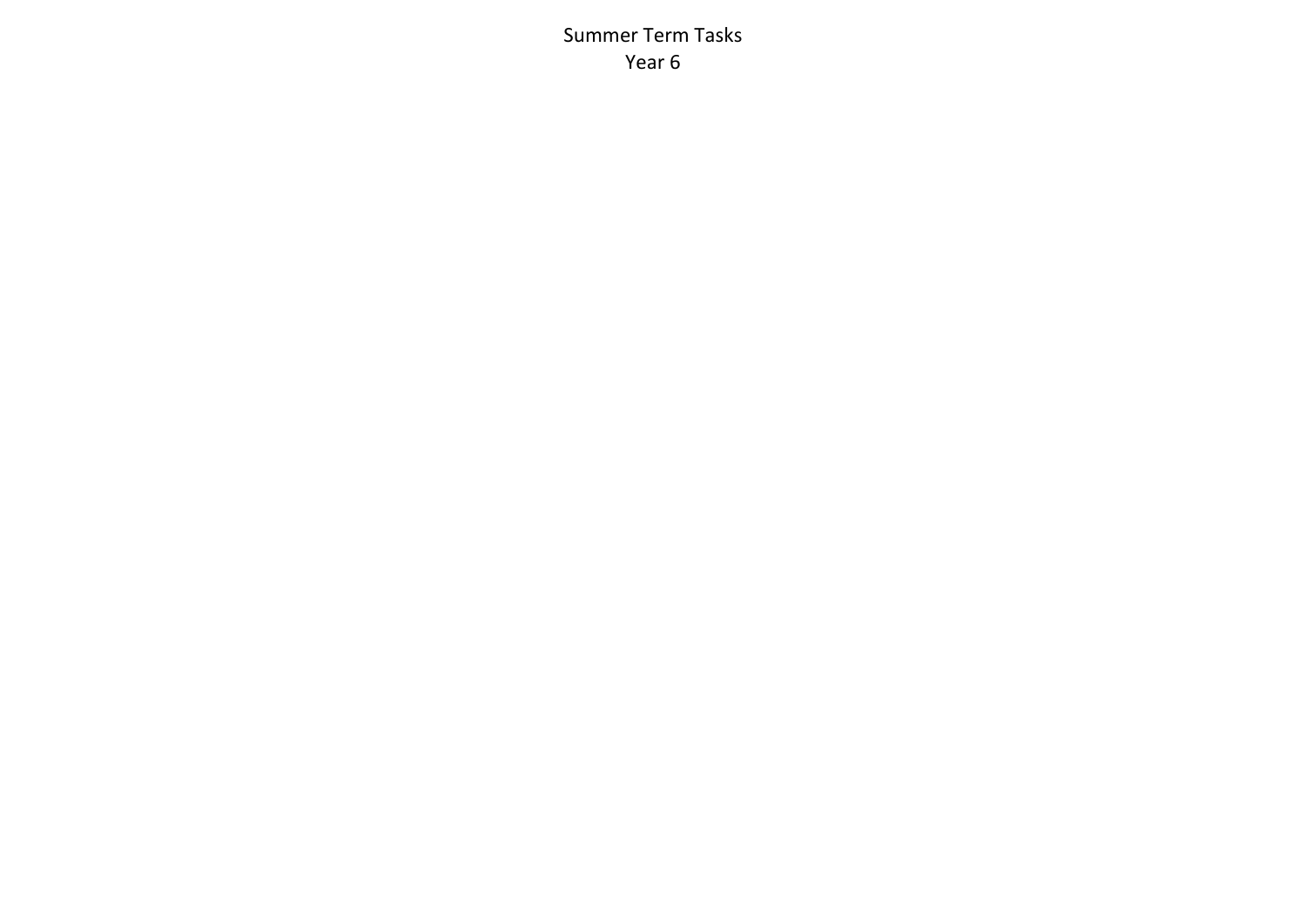Summer Term Tasks

Year 6